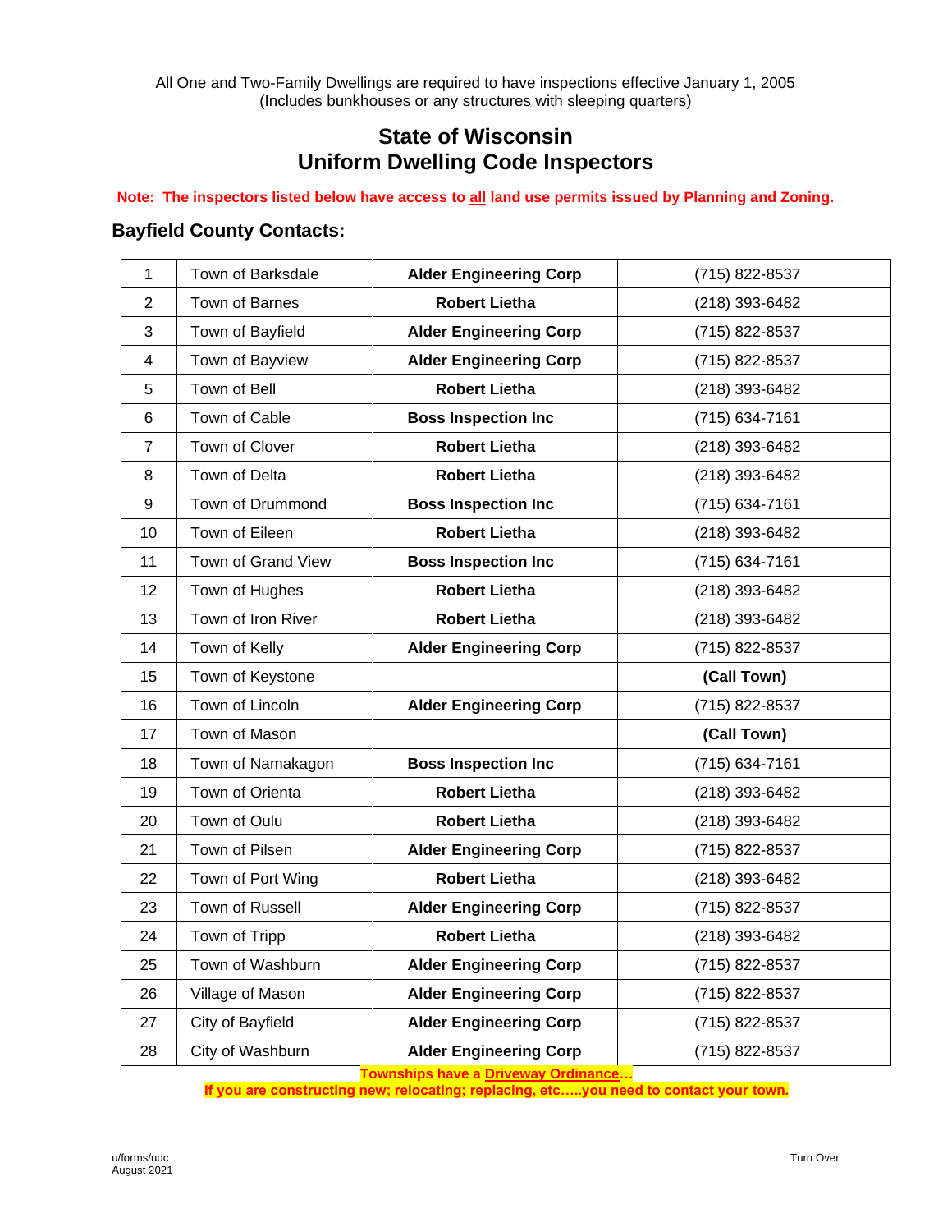All One and Two-Family Dwellings are required to have inspections effective January 1, 2005
(Includes bunkhouses or any structures with sleeping quarters)

# State of Wisconsin
# Uniform Dwelling Code Inspectors

**Note: The inspectors listed below have access to all land use permits issued by Planning and Zoning.**

## Bayfield County Contacts:

| | | | |
|---|---|---|---|
| 1 | Town of Barksdale | **Alder Engineering Corp** | (715) 822-8537 |
| 2 | Town of Barnes | **Robert Lietha** | (218) 393-6482 |
| 3 | Town of Bayfield | **Alder Engineering Corp** | (715) 822-8537 |
| 4 | Town of Bayview | **Alder Engineering Corp** | (715) 822-8537 |
| 5 | Town of Bell | **Robert Lietha** | (218) 393-6482 |
| 6 | Town of Cable | **Boss Inspection Inc** | (715) 634-7161 |
| 7 | Town of Clover | **Robert Lietha** | (218) 393-6482 |
| 8 | Town of Delta | **Robert Lietha** | (218) 393-6482 |
| 9 | Town of Drummond | **Boss Inspection Inc** | (715) 634-7161 |
| 10 | Town of Eileen | **Robert Lietha** | (218) 393-6482 |
| 11 | Town of Grand View | **Boss Inspection Inc** | (715) 634-7161 |
| 12 | Town of Hughes | **Robert Lietha** | (218) 393-6482 |
| 13 | Town of Iron River | **Robert Lietha** | (218) 393-6482 |
| 14 | Town of Kelly | **Alder Engineering Corp** | (715) 822-8537 |
| 15 | Town of Keystone | | **(Call Town)** |
| 16 | Town of Lincoln | **Alder Engineering Corp** | (715) 822-8537 |
| 17 | Town of Mason | | **(Call Town)** |
| 18 | Town of Namakagon | **Boss Inspection Inc** | (715) 634-7161 |
| 19 | Town of Orienta | **Robert Lietha** | (218) 393-6482 |
| 20 | Town of Oulu | **Robert Lietha** | (218) 393-6482 |
| 21 | Town of Pilsen | **Alder Engineering Corp** | (715) 822-8537 |
| 22 | Town of Port Wing | **Robert Lietha** | (218) 393-6482 |
| 23 | Town of Russell | **Alder Engineering Corp** | (715) 822-8537 |
| 24 | Town of Tripp | **Robert Lietha** | (218) 393-6482 |
| 25 | Town of Washburn | **Alder Engineering Corp** | (715) 822-8537 |
| 26 | Village of Mason | **Alder Engineering Corp** | (715) 822-8537 |
| 27 | City of Bayfield | **Alder Engineering Corp** | (715) 822-8537 |
| 28 | City of Washburn | **Alder Engineering Corp** | (715) 822-8537 |

**Townships have a Driveway Ordinance…**
**If you are constructing new; relocating; replacing, etc…..you need to contact your town.**

u/forms/udc
August 2021

Turn Over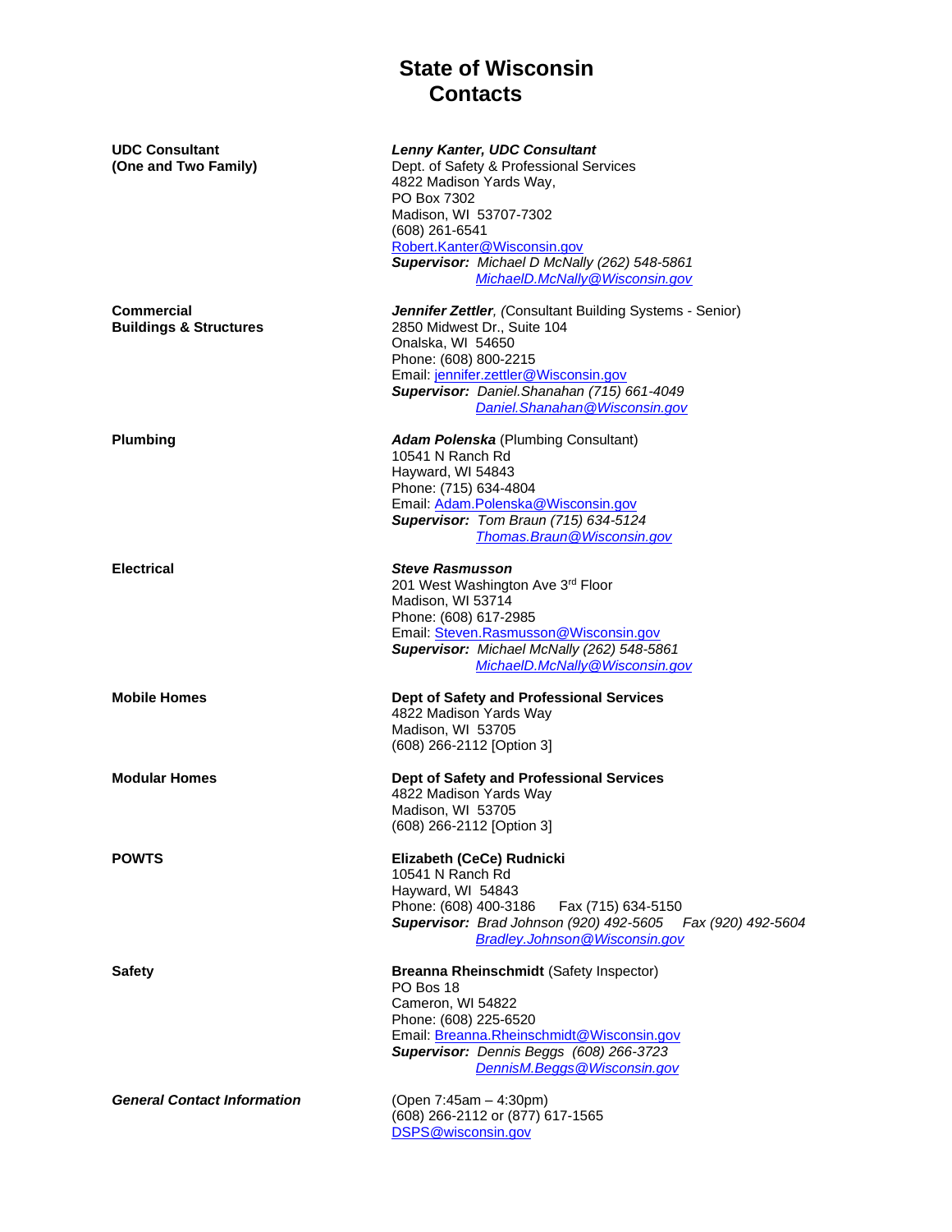# State of Wisconsin Contacts

**UDC Consultant (One and Two Family)**

***Lenny Kanter, UDC Consultant***
Dept. of Safety & Professional Services
4822 Madison Yards Way,
PO Box 7302
Madison, WI 53707-7302
(608) 261-6541
Robert.Kanter@Wisconsin.gov
***Supervisor:*** *Michael D McNally (262) 548-5861*
*MichaelD.McNally@Wisconsin.gov*

**Commercial Buildings & Structures**

***Jennifer Zettler**, (*Consultant Building Systems - Senior)
2850 Midwest Dr., Suite 104
Onalska, WI 54650
Phone: (608) 800-2215
Email: jennifer.zettler@Wisconsin.gov
***Supervisor:*** *Daniel.Shanahan (715) 661-4049*
*Daniel.Shanahan@Wisconsin.gov*

**Plumbing**

***Adam Polenska*** (Plumbing Consultant)
10541 N Ranch Rd
Hayward, WI 54843
Phone: (715) 634-4804
Email: Adam.Polenska@Wisconsin.gov
***Supervisor:*** *Tom Braun (715) 634-5124*
*Thomas.Braun@Wisconsin.gov*

**Electrical**

***Steve Rasmusson***
201 West Washington Ave 3rd Floor
Madison, WI 53714
Phone: (608) 617-2985
Email: Steven.Rasmusson@Wisconsin.gov
***Supervisor:*** *Michael McNally (262) 548-5861*
*MichaelD.McNally@Wisconsin.gov*

**Mobile Homes**

**Dept of Safety and Professional Services**
4822 Madison Yards Way
Madison, WI 53705
(608) 266-2112 [Option 3]

**Modular Homes**

**Dept of Safety and Professional Services**
4822 Madison Yards Way
Madison, WI 53705
(608) 266-2112 [Option 3]

**POWTS**

**Elizabeth (CeCe) Rudnicki**
10541 N Ranch Rd
Hayward, WI 54843
Phone: (608) 400-3186 Fax (715) 634-5150
***Supervisor:*** *Brad Johnson (920) 492-5605 Fax (920) 492-5604*
*Bradley.Johnson@Wisconsin.gov*

**Safety**

**Breanna Rheinschmidt** (Safety Inspector)
PO Bos 18
Cameron, WI 54822
Phone: (608) 225-6520
Email: Breanna.Rheinschmidt@Wisconsin.gov
***Supervisor:*** *Dennis Beggs (608) 266-3723*
*DennisM.Beggs@Wisconsin.gov*

***General Contact Information***

(Open 7:45am – 4:30pm)
(608) 266-2112 or (877) 617-1565
DSPS@wisconsin.gov